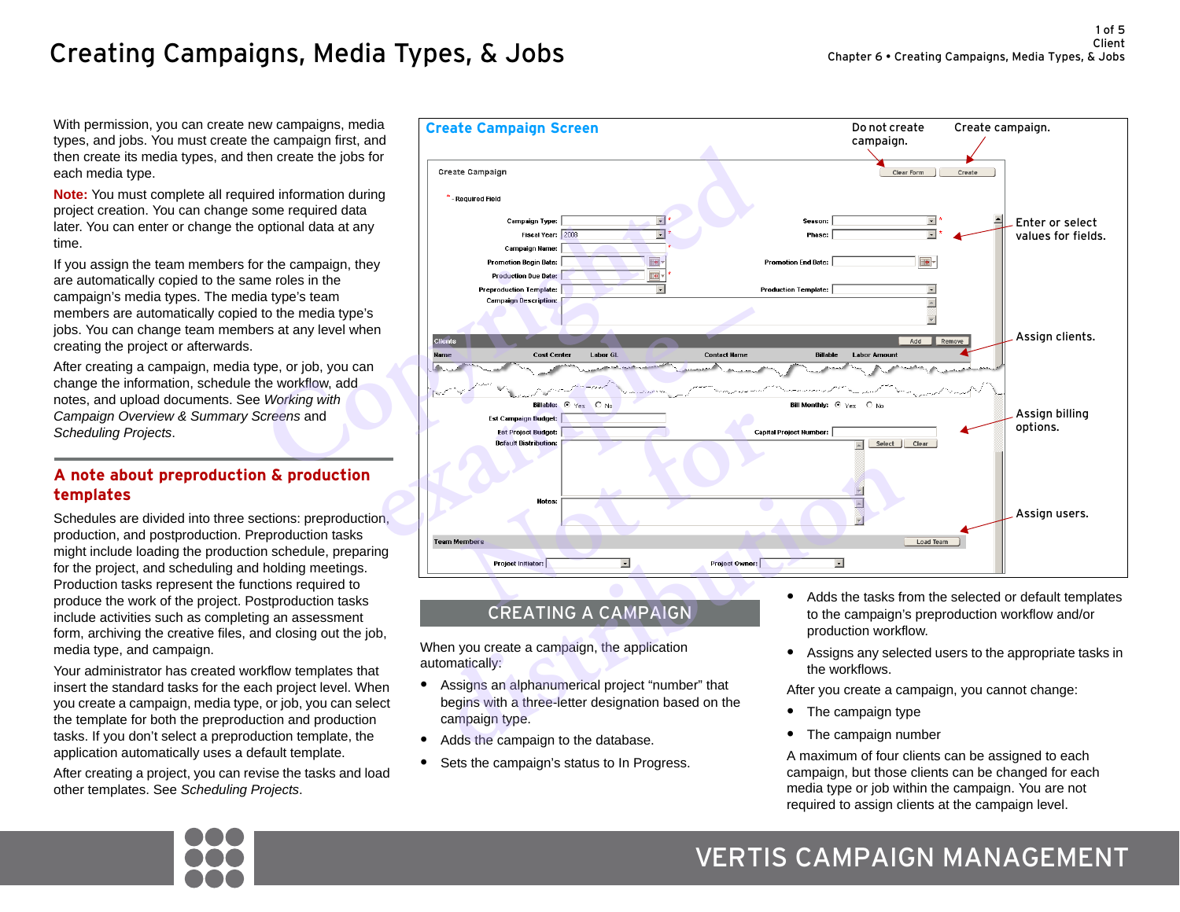# Creating Campaigns, Media Types, & Jobs

With permission, you can create new campaigns, media types, and jobs. You must create the campaign first, and then create its media types, and then create the jobs for each media type.

**Note:** You must complete all required information during project creation. You can change some required data later. You can enter or change the optional data at any time.

If you assign the team members for the campaign, they are automatically copied to the same roles in the campaign's media types. The media type's team members are automatically copied to the media type's jobs. You can change team members at any level when creating the project or afterwards.

After creating a campaign, media type, or job, you can change the information, schedule the workflow, add notes, and upload documents. See *Working with Campaign Overview & Summary Screens* and *Scheduling Projects*.

## A note about preproduction & production templates

Schedules are divided into three sections: preproduction, production, and postproduction. Preproduction tasks might include loading the production schedule, preparing for the project, and scheduling and holding meetings. Production tasks represent the functions required to produce the work of the project. Postproduction tasks include activities such as completing an assessment form, archiving the creative files, and closing out the job, media type, and campaign.

Your administrator has created workflow templates that insert the standard tasks for the each project level. When you create a campaign, media type, or job, you can select the template for both the preproduction and production tasks. If you don't select a preproduction template, the application automatically uses a default template.

After creating a project, you can revise the tasks and load other templates. See *Scheduling Projects*.

### Create Campaign Screen

Do not create campaign. — Create campaign.

Enter or select values for fields.

Assign clients.

Assign billing options.

Assign users.

## CREATING A CAMPAIGN

When you create a campaign, the application automatically:

- Assigns an alphanumerical project "number" that begins with a three-letter designation based on the campaign type.
- Adds the campaign to the database.
- Sets the campaign's status to In Progress.
- Adds the tasks from the selected or default templates to the campaign's preproduction workflow and/or production workflow.
- Assigns any selected users to the appropriate tasks in the workflows.

After you create a campaign, you cannot change:

- The campaign type
- The campaign number

A maximum of four clients can be assigned to each campaign, but those clients can be changed for each media type or job within the campaign. You are not required to assign clients at the campaign level.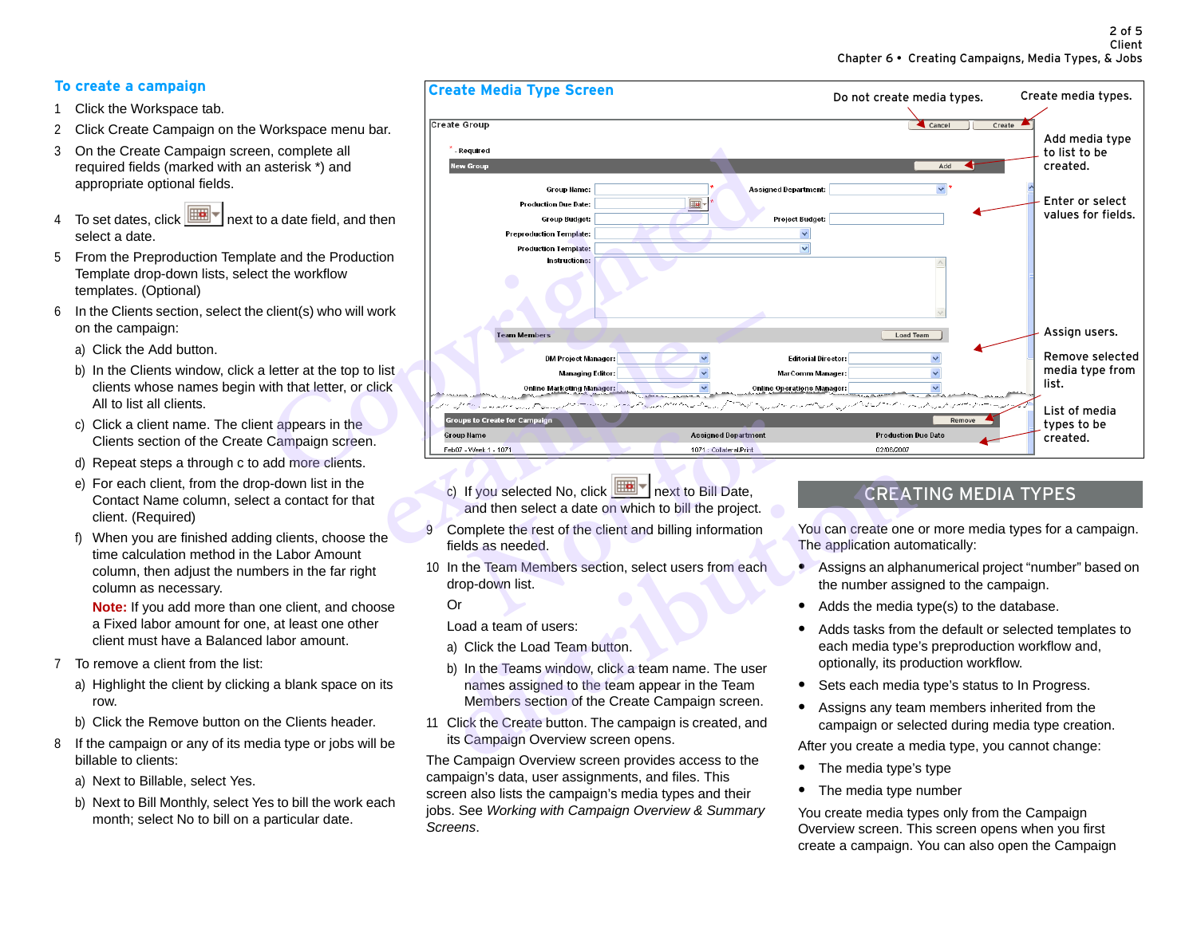## To create a campaign

1. Click the Workspace tab.
2. Click Create Campaign on the Workspace menu bar.
3. On the Create Campaign screen, complete all required fields (marked with an asterisk *) and appropriate optional fields.
4. To set dates, click next to a date field, and then select a date.
5. From the Preproduction Template and the Production Template drop-down lists, select the workflow templates. (Optional)
6. In the Clients section, select the client(s) who will work on the campaign:
   a) Click the Add button.
   b) In the Clients window, click a letter at the top to list clients whose names begin with that letter, or click All to list all clients.
   c) Click a client name. The client appears in the Clients section of the Create Campaign screen.
   d) Repeat steps a through c to add more clients.
   e) For each client, from the drop-down list in the Contact Name column, select a contact for that client. (Required)
   f) When you are finished adding clients, choose the time calculation method in the Labor Amount column, then adjust the numbers in the far right column as necessary.

   **Note:** If you add more than one client, and choose a Fixed labor amount for one, at least one other client must have a Balanced labor amount.
7. To remove a client from the list:
   a) Highlight the client by clicking a blank space on its row.
   b) Click the Remove button on the Clients header.
8. If the campaign or any of its media type or jobs will be billable to clients:
   a) Next to Billable, select Yes.
   b) Next to Bill Monthly, select Yes to bill the work each month; select No to bill on a particular date.
   c) If you selected No, click next to Bill Date, and then select a date on which to bill the project.
9. Complete the rest of the client and billing information fields as needed.
10. In the Team Members section, select users from each drop-down list.

    Or

    Load a team of users:
    a) Click the Load Team button.
    b) In the Teams window, click a team name. The user names assigned to the team appear in the Team Members section of the Create Campaign screen.
11. Click the Create button. The campaign is created, and its Campaign Overview screen opens.

The Campaign Overview screen provides access to the campaign's data, user assignments, and files. This screen also lists the campaign's media types and their jobs. See *Working with Campaign Overview & Summary Screens*.

### Create Media Type Screen

Do not create media types. — Create media types.

Add media type to list to be created.

Enter or select values for fields.

Assign users.

Remove selected media type from list.

List of media types to be created.

| Create Group | | | |
|---|---|---|---|
| Group Name: * | | Assigned Department: * | |
| Production Due Date: * | | | |
| Group Budget: | | Project Budget: | |
| Preproduction Template: | | | |
| Production Template: | | | |
| Instructions: | | | |
| **Team Members** | | | Load Team |
| DM Project Manager: | | Editorial Director: | |
| Managing Editor: | | MarComm Manager: | |
| Online Marketing Manager: | | Online Operations Manager: | |

| Group Name | Assigned Department | Production Due Date |
|---|---|---|
| Feb07 - Week 1 - 1071 | 1071 - CollateralPrint | 02/06/2007 |

## CREATING MEDIA TYPES

You can create one or more media types for a campaign. The application automatically:

- Assigns an alphanumerical project "number" based on the number assigned to the campaign.
- Adds the media type(s) to the database.
- Adds tasks from the default or selected templates to each media type's preproduction workflow and, optionally, its production workflow.
- Sets each media type's status to In Progress.
- Assigns any team members inherited from the campaign or selected during media type creation.

After you create a media type, you cannot change:

- The media type's type
- The media type number

You create media types only from the Campaign Overview screen. This screen opens when you first create a campaign. You can also open the Campaign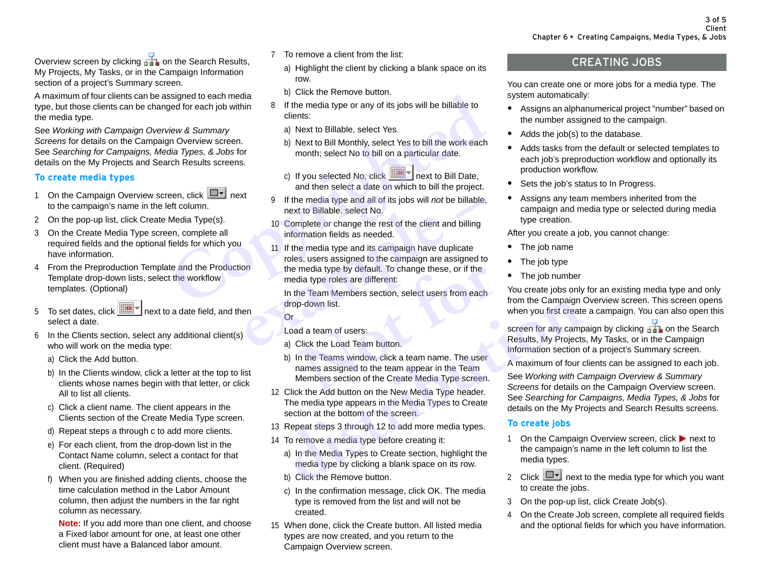Overview screen by clicking on the Search Results, My Projects, My Tasks, or in the Campaign Information section of a project's Summary screen.

A maximum of four clients can be assigned to each media type, but those clients can be changed for each job within the media type.

See *Working with Campaign Overview & Summary Screens* for details on the Campaign Overview screen. See *Searching for Campaigns, Media Types, & Jobs* for details on the My Projects and Search Results screens.

### To create media types

1. On the Campaign Overview screen, click next to the campaign's name in the left column.
2. On the pop-up list, click Create Media Type(s).
3. On the Create Media Type screen, complete all required fields and the optional fields for which you have information.
4. From the Preproduction Template and the Production Template drop-down lists, select the workflow templates. (Optional)
5. To set dates, click next to a date field, and then select a date.
6. In the Clients section, select any additional client(s) who will work on the media type:
   a) Click the Add button.
   b) In the Clients window, click a letter at the top to list clients whose names begin with that letter, or click All to list all clients.
   c) Click a client name. The client appears in the Clients section of the Create Media Type screen.
   d) Repeat steps a through c to add more clients.
   e) For each client, from the drop-down list in the Contact Name column, select a contact for that client. (Required)
   f) When you are finished adding clients, choose the time calculation method in the Labor Amount column, then adjust the numbers in the far right column as necessary.

      **Note:** If you add more than one client, and choose a Fixed labor amount for one, at least one other client must have a Balanced labor amount.
7. To remove a client from the list:
   a) Highlight the client by clicking a blank space on its row.
   b) Click the Remove button.
8. If the media type or any of its jobs will be billable to clients:
   a) Next to Billable, select Yes.
   b) Next to Bill Monthly, select Yes to bill the work each month; select No to bill on a particular date.
   c) If you selected No, click next to Bill Date, and then select a date on which to bill the project.
9. If the media type and all of its jobs will *not* be billable, next to Billable, select No.
10. Complete or change the rest of the client and billing information fields as needed.
11. If the media type and its campaign have duplicate roles, users assigned to the campaign are assigned to the media type by default. To change these, or if the media type roles are different:

    In the Team Members section, select users from each drop-down list.

    Or

    Load a team of users:
    a) Click the Load Team button.
    b) In the Teams window, click a team name. The user names assigned to the team appear in the Team Members section of the Create Media Type screen.
12. Click the Add button on the New Media Type header. The media type appears in the Media Types to Create section at the bottom of the screen.
13. Repeat steps 3 through 12 to add more media types.
14. To remove a media type before creating it:
    a) In the Media Types to Create section, highlight the media type by clicking a blank space on its row.
    b) Click the Remove button.
    c) In the confirmation message, click OK. The media type is removed from the list and will not be created.
15. When done, click the Create button. All listed media types are now created, and you return to the Campaign Overview screen.

## CREATING JOBS

You can create one or more jobs for a media type. The system automatically:

- Assigns an alphanumerical project "number" based on the number assigned to the campaign.
- Adds the job(s) to the database.
- Adds tasks from the default or selected templates to each job's preproduction workflow and optionally its production workflow.
- Sets the job's status to In Progress.
- Assigns any team members inherited from the campaign and media type or selected during media type creation.

After you create a job, you cannot change:

- The job name
- The job type
- The job number

You create jobs only for an existing media type and only from the Campaign Overview screen. This screen opens when you first create a campaign. You can also open this screen for any campaign by clicking on the Search Results, My Projects, My Tasks, or in the Campaign Information section of a project's Summary screen.

A maximum of four clients can be assigned to each job.

See *Working with Campaign Overview & Summary Screens* for details on the Campaign Overview screen. See *Searching for Campaigns, Media Types, & Jobs* for details on the My Projects and Search Results screens.

### To create jobs

1. On the Campaign Overview screen, click ▶ next to the campaign's name in the left column to list the media types.
2. Click next to the media type for which you want to create the jobs.
3. On the pop-up list, click Create Job(s).
4. On the Create Job screen, complete all required fields and the optional fields for which you have information.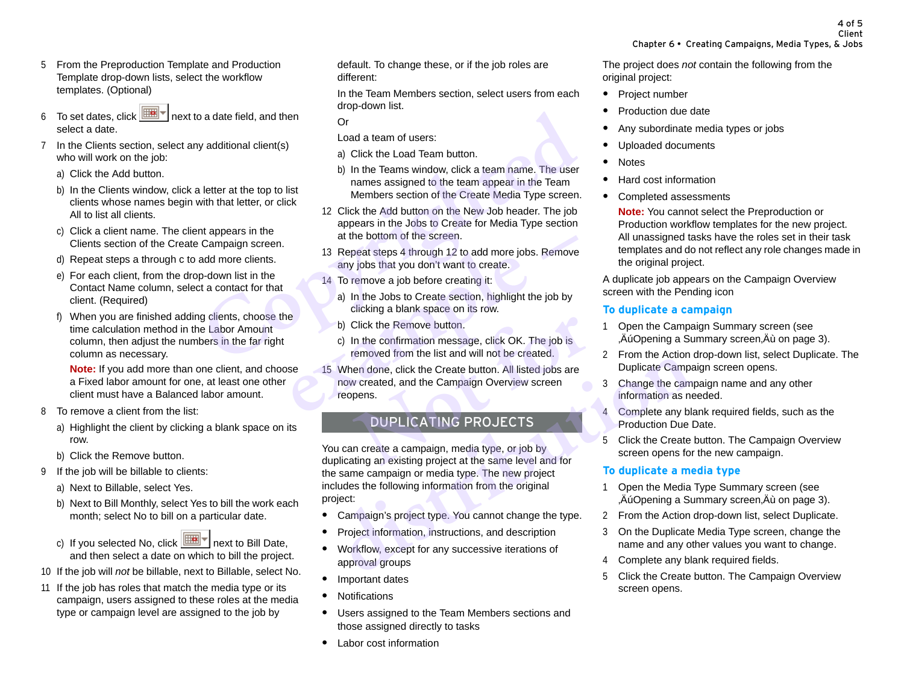5 From the Preproduction Template and Production Template drop-down lists, select the workflow templates. (Optional)

6 To set dates, click next to a date field, and then select a date.

7 In the Clients section, select any additional client(s) who will work on the job:

   a) Click the Add button.

   b) In the Clients window, click a letter at the top to list clients whose names begin with that letter, or click All to list all clients.

   c) Click a client name. The client appears in the Clients section of the Create Campaign screen.

   d) Repeat steps a through c to add more clients.

   e) For each client, from the drop-down list in the Contact Name column, select a contact for that client. (Required)

   f) When you are finished adding clients, choose the time calculation method in the Labor Amount column, then adjust the numbers in the far right column as necessary.

   **Note:** If you add more than one client, and choose a Fixed labor amount for one, at least one other client must have a Balanced labor amount.

8 To remove a client from the list:

   a) Highlight the client by clicking a blank space on its row.

   b) Click the Remove button.

9 If the job will be billable to clients:

   a) Next to Billable, select Yes.

   b) Next to Bill Monthly, select Yes to bill the work each month; select No to bill on a particular date.

   c) If you selected No, click next to Bill Date, and then select a date on which to bill the project.

10 If the job will *not* be billable, next to Billable, select No.

11 If the job has roles that match the media type or its campaign, users assigned to these roles at the media type or campaign level are assigned to the job by default. To change these, or if the job roles are different:

   In the Team Members section, select users from each drop-down list.

   Or

   Load a team of users:

   a) Click the Load Team button.

   b) In the Teams window, click a team name. The user names assigned to the team appear in the Team Members section of the Create Media Type screen.

12 Click the Add button on the New Job header. The job appears in the Jobs to Create for Media Type section at the bottom of the screen.

13 Repeat steps 4 through 12 to add more jobs. Remove any jobs that you don't want to create.

14 To remove a job before creating it:

   a) In the Jobs to Create section, highlight the job by clicking a blank space on its row.

   b) Click the Remove button.

   c) In the confirmation message, click OK. The job is removed from the list and will not be created.

15 When done, click the Create button. All listed jobs are now created, and the Campaign Overview screen reopens.

## DUPLICATING PROJECTS

You can create a campaign, media type, or job by duplicating an existing project at the same level and for the same campaign or media type. The new project includes the following information from the original project:

- Campaign's project type. You cannot change the type.
- Project information, instructions, and description
- Workflow, except for any successive iterations of approval groups
- Important dates
- Notifications
- Users assigned to the Team Members sections and those assigned directly to tasks
- Labor cost information

The project does *not* contain the following from the original project:

- Project number
- Production due date
- Any subordinate media types or jobs
- Uploaded documents
- Notes
- Hard cost information
- Completed assessments

  **Note:** You cannot select the Preproduction or Production workflow templates for the new project. All unassigned tasks have the roles set in their task templates and do not reflect any role changes made in the original project.

A duplicate job appears on the Campaign Overview screen with the Pending icon

### To duplicate a campaign

1 Open the Campaign Summary screen (see ‚ÄúOpening a Summary screen‚Äù on page 3).

2 From the Action drop-down list, select Duplicate. The Duplicate Campaign screen opens.

3 Change the campaign name and any other information as needed.

4 Complete any blank required fields, such as the Production Due Date.

5 Click the Create button. The Campaign Overview screen opens for the new campaign.

### To duplicate a media type

1 Open the Media Type Summary screen (see ‚ÄúOpening a Summary screen‚Äù on page 3).

2 From the Action drop-down list, select Duplicate.

3 On the Duplicate Media Type screen, change the name and any other values you want to change.

4 Complete any blank required fields.

5 Click the Create button. The Campaign Overview screen opens.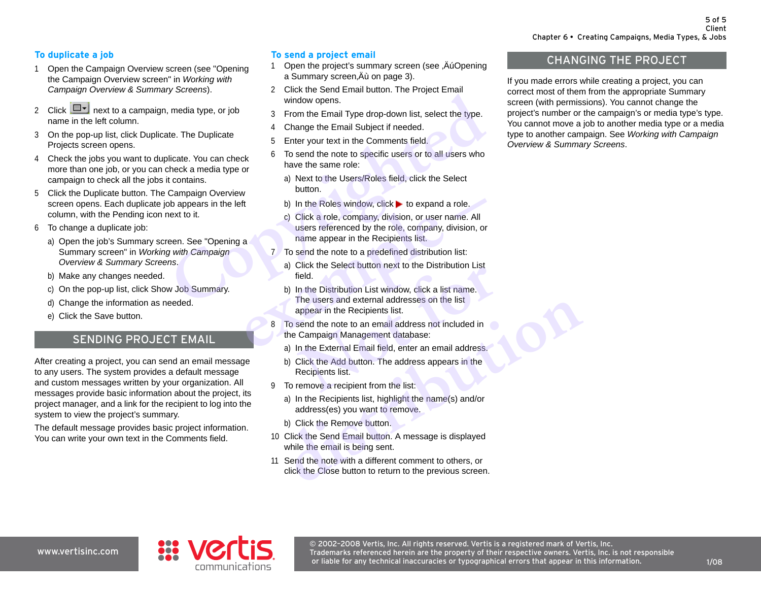### To duplicate a job

1. Open the Campaign Overview screen (see "Opening the Campaign Overview screen" in *Working with Campaign Overview & Summary Screens*).
2. Click [icon] next to a campaign, media type, or job name in the left column.
3. On the pop-up list, click Duplicate. The Duplicate Projects screen opens.
4. Check the jobs you want to duplicate. You can check more than one job, or you can check a media type or campaign to check all the jobs it contains.
5. Click the Duplicate button. The Campaign Overview screen opens. Each duplicate job appears in the left column, with the Pending icon next to it.
6. To change a duplicate job:
   a) Open the job's Summary screen. See "Opening a Summary screen" in *Working with Campaign Overview & Summary Screens*.
   b) Make any changes needed.
   c) On the pop-up list, click Show Job Summary.
   d) Change the information as needed.
   e) Click the Save button.

## SENDING PROJECT EMAIL

After creating a project, you can send an email message to any users. The system provides a default message and custom messages written by your organization. All messages provide basic information about the project, its project manager, and a link for the recipient to log into the system to view the project's summary.

The default message provides basic project information. You can write your own text in the Comments field.

### To send a project email

1. Open the project's summary screen (see ‚ÄúOpening a Summary screen‚Äù on page 3).
2. Click the Send Email button. The Project Email window opens.
3. From the Email Type drop-down list, select the type.
4. Change the Email Subject if needed.
5. Enter your text in the Comments field.
6. To send the note to specific users or to all users who have the same role:
   a) Next to the Users/Roles field, click the Select button.
   b) In the Roles window, click ▶ to expand a role.
   c) Click a role, company, division, or user name. All users referenced by the role, company, division, or name appear in the Recipients list.
7. To send the note to a predefined distribution list:
   a) Click the Select button next to the Distribution List field.
   b) In the Distribution List window, click a list name. The users and external addresses on the list appear in the Recipients list.
8. To send the note to an email address not included in the Campaign Management database:
   a) In the External Email field, enter an email address.
   b) Click the Add button. The address appears in the Recipients list.
9. To remove a recipient from the list:
   a) In the Recipients list, highlight the name(s) and/or address(es) you want to remove.
   b) Click the Remove button.
10. Click the Send Email button. A message is displayed while the email is being sent.
11. Send the note with a different comment to others, or click the Close button to return to the previous screen.

## CHANGING THE PROJECT

If you made errors while creating a project, you can correct most of them from the appropriate Summary screen (with permissions). You cannot change the project's number or the campaign's or media type's type. You cannot move a job to another media type or a media type to another campaign. See *Working with Campaign Overview & Summary Screens*.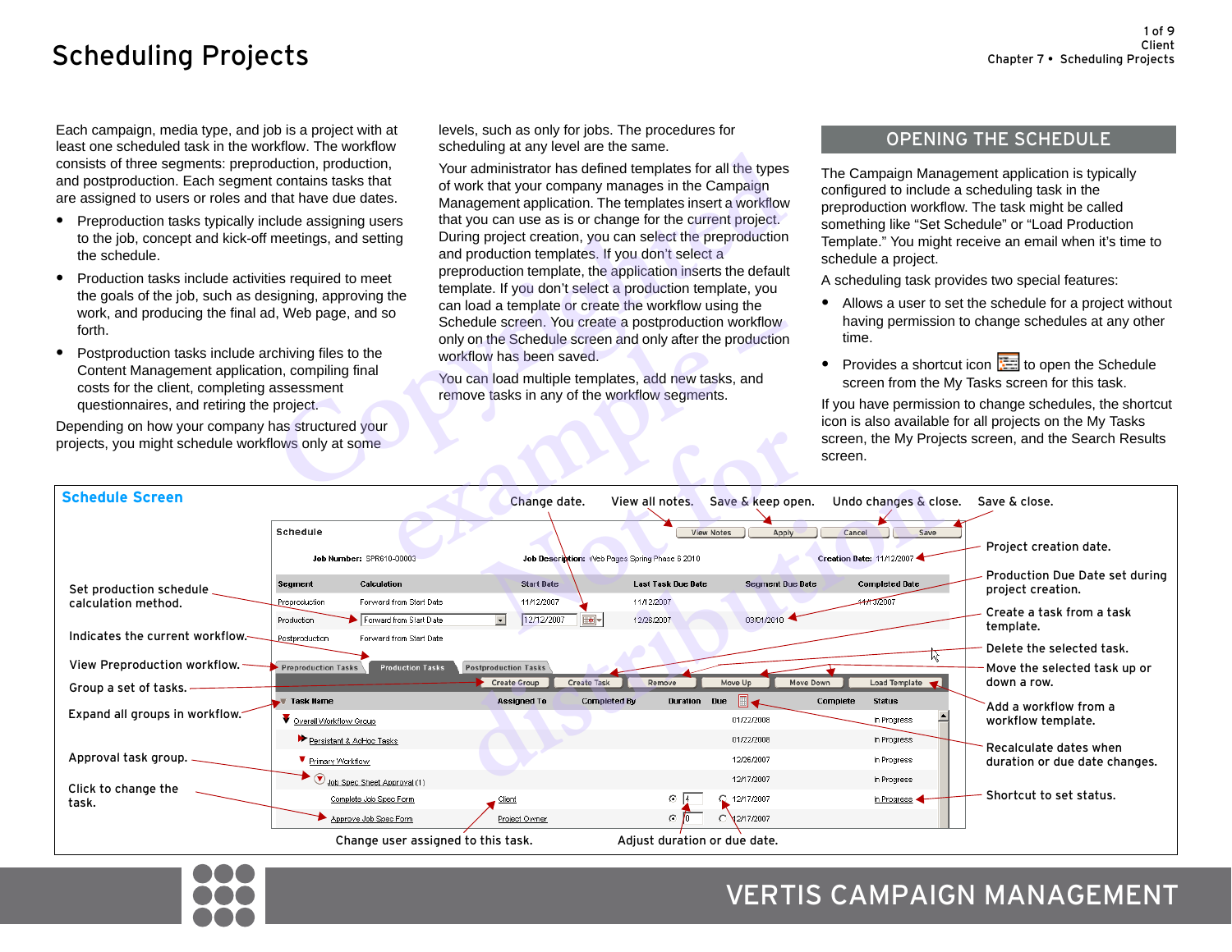# Scheduling Projects

Each campaign, media type, and job is a project with at least one scheduled task in the workflow. The workflow consists of three segments: preproduction, production, and postproduction. Each segment contains tasks that are assigned to users or roles and that have due dates.

- Preproduction tasks typically include assigning users to the job, concept and kick-off meetings, and setting the schedule.
- Production tasks include activities required to meet the goals of the job, such as designing, approving the work, and producing the final ad, Web page, and so forth.
- Postproduction tasks include archiving files to the Content Management application, compiling final costs for the client, completing assessment questionnaires, and retiring the project.

Depending on how your company has structured your projects, you might schedule workflows only at some levels, such as only for jobs. The procedures for scheduling at any level are the same.

Your administrator has defined templates for all the types of work that your company manages in the Campaign Management application. The templates insert a workflow that you can use as is or change for the current project. During project creation, you can select the preproduction and production templates. If you don't select a preproduction template, the application inserts the default template. If you don't select a production template, you can load a template or create the workflow using the Schedule screen. You create a postproduction workflow only on the Schedule screen and only after the production workflow has been saved.

You can load multiple templates, add new tasks, and remove tasks in any of the workflow segments.

## OPENING THE SCHEDULE

The Campaign Management application is typically configured to include a scheduling task in the preproduction workflow. The task might be called something like "Set Schedule" or "Load Production Template." You might receive an email when it's time to schedule a project.

A scheduling task provides two special features:

- Allows a user to set the schedule for a project without having permission to change schedules at any other time.
- Provides a shortcut icon to open the Schedule screen from the My Tasks screen for this task.

If you have permission to change schedules, the shortcut icon is also available for all projects on the My Tasks screen, the My Projects screen, and the Search Results screen.

**Schedule Screen**

Callouts: Change date. View all notes. Save & keep open. Undo changes & close. Save & close. Project creation date. Production Due Date set during project creation. Create a task from a task template. Delete the selected task. Move the selected task up or down a row. Add a workflow from a workflow template. Recalculate dates when duration or due date changes. Shortcut to set status. Set production schedule calculation method. Indicates the current workflow. View Preproduction workflow. Group a set of tasks. Expand all groups in workflow. Approval task group. Click to change the task. Change user assigned to this task. Adjust duration or due date.

Schedule — Job Number: SPR610-00003 — Job Description: Web Pages Spring Phase 6 2010 — Creation Date: 11/12/2007

| Segment | Calculation | Start Date | Last Task Due Date | Segment Due Date | Completed Date |
|---|---|---|---|---|---|
| Preproduction | Forward from Start Date | 11/12/2007 | 11/12/2007 | | 11/13/2007 |
| Production | Forward from Start Date | 12/12/2007 | 12/26/2007 | 03/01/2010 | |
| Postproduction | Forward from Start Date | | | | |

| Task Name | Assigned To | Completed By | Duration | Due | Complete | Status |
|---|---|---|---|---|---|---|
| Overall Workflow Group | | | | 01/22/2008 | | In Progress |
| Persistent & AdHoc Tasks | | | | 01/22/2008 | | In Progress |
| Primary Workflow | | | | 12/26/2007 | | In Progress |
| Job Spec Sheet Approval (1) | | | | 12/17/2007 | | In Progress |
| Complete Job Spec Form | Client | | 4 | 12/17/2007 | | In Progress |
| Approve Job Spec Form | Project Owner | | 0 | 12/17/2007 | | |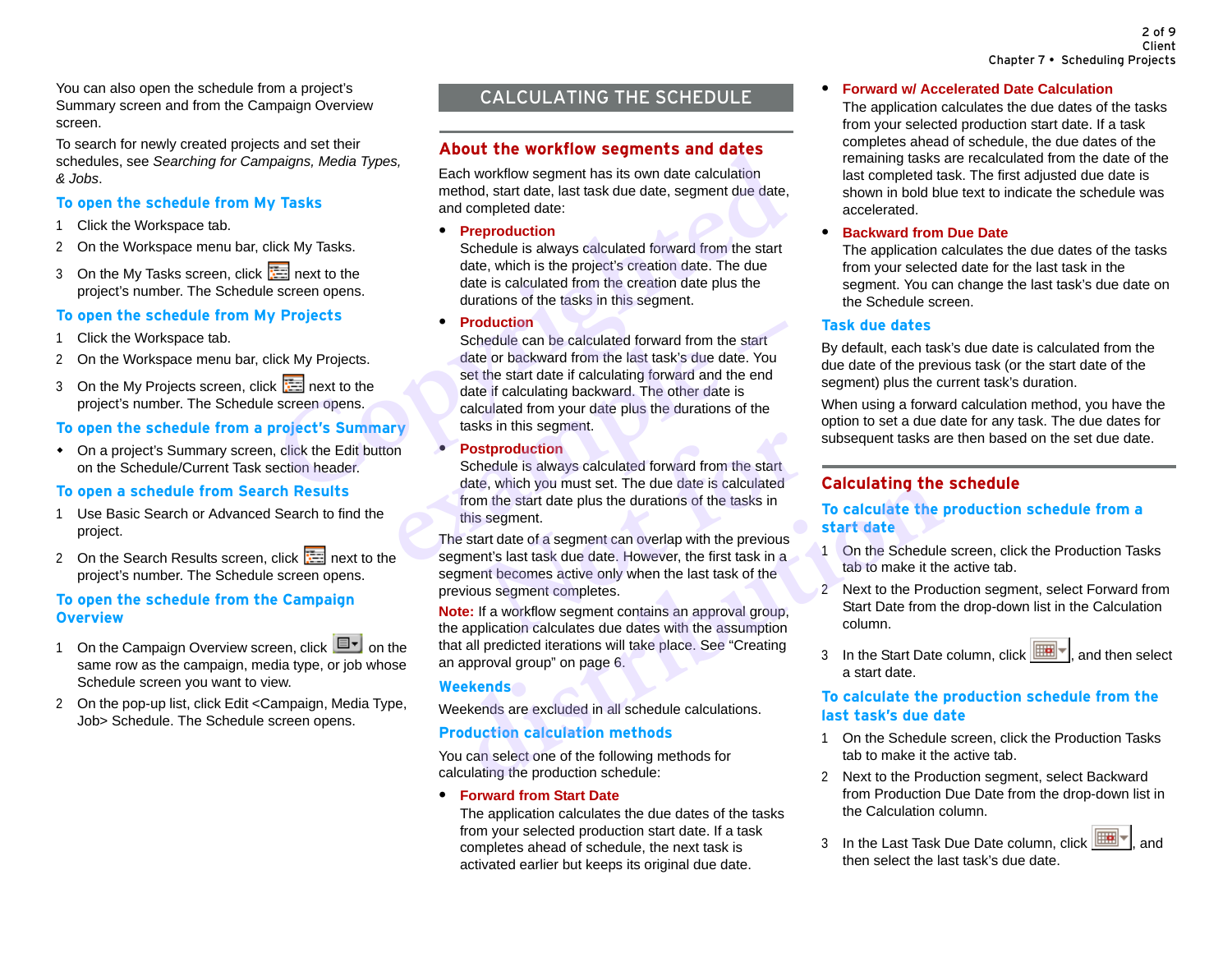You can also open the schedule from a project's Summary screen and from the Campaign Overview screen.

To search for newly created projects and set their schedules, see *Searching for Campaigns, Media Types, & Jobs*.

### To open the schedule from My Tasks

1. Click the Workspace tab.
2. On the Workspace menu bar, click My Tasks.
3. On the My Tasks screen, click next to the project's number. The Schedule screen opens.

### To open the schedule from My Projects

1. Click the Workspace tab.
2. On the Workspace menu bar, click My Projects.
3. On the My Projects screen, click next to the project's number. The Schedule screen opens.

### To open the schedule from a project's Summary

- On a project's Summary screen, click the Edit button on the Schedule/Current Task section header.

### To open a schedule from Search Results

1. Use Basic Search or Advanced Search to find the project.
2. On the Search Results screen, click next to the project's number. The Schedule screen opens.

### To open the schedule from the Campaign Overview

1. On the Campaign Overview screen, click on the same row as the campaign, media type, or job whose Schedule screen you want to view.
2. On the pop-up list, click Edit <Campaign, Media Type, Job> Schedule. The Schedule screen opens.

# CALCULATING THE SCHEDULE

## About the workflow segments and dates

Each workflow segment has its own date calculation method, start date, last task due date, segment due date, and completed date:

- **Preproduction**
  Schedule is always calculated forward from the start date, which is the project's creation date. The due date is calculated from the creation date plus the durations of the tasks in this segment.
- **Production**
  Schedule can be calculated forward from the start date or backward from the last task's due date. You set the start date if calculating forward and the end date if calculating backward. The other date is calculated from your date plus the durations of the tasks in this segment.
- **Postproduction**
  Schedule is always calculated forward from the start date, which you must set. The due date is calculated from the start date plus the durations of the tasks in this segment.

The start date of a segment can overlap with the previous segment's last task due date. However, the first task in a segment becomes active only when the last task of the previous segment completes.

**Note:** If a workflow segment contains an approval group, the application calculates due dates with the assumption that all predicted iterations will take place. See "Creating an approval group" on page 6.

### Weekends

Weekends are excluded in all schedule calculations.

### Production calculation methods

You can select one of the following methods for calculating the production schedule:

- **Forward from Start Date**
  The application calculates the due dates of the tasks from your selected production start date. If a task completes ahead of schedule, the next task is activated earlier but keeps its original due date.
- **Forward w/ Accelerated Date Calculation**
  The application calculates the due dates of the tasks from your selected production start date. If a task completes ahead of schedule, the due dates of the remaining tasks are recalculated from the date of the last completed task. The first adjusted due date is shown in bold blue text to indicate the schedule was accelerated.
- **Backward from Due Date**
  The application calculates the due dates of the tasks from your selected date for the last task in the segment. You can change the last task's due date on the Schedule screen.

### Task due dates

By default, each task's due date is calculated from the due date of the previous task (or the start date of the segment) plus the current task's duration.

When using a forward calculation method, you have the option to set a due date for any task. The due dates for subsequent tasks are then based on the set due date.

## Calculating the schedule

### To calculate the production schedule from a start date

1. On the Schedule screen, click the Production Tasks tab to make it the active tab.
2. Next to the Production segment, select Forward from Start Date from the drop-down list in the Calculation column.
3. In the Start Date column, click , and then select a start date.

### To calculate the production schedule from the last task's due date

1. On the Schedule screen, click the Production Tasks tab to make it the active tab.
2. Next to the Production segment, select Backward from Production Due Date from the drop-down list in the Calculation column.
3. In the Last Task Due Date column, click , and then select the last task's due date.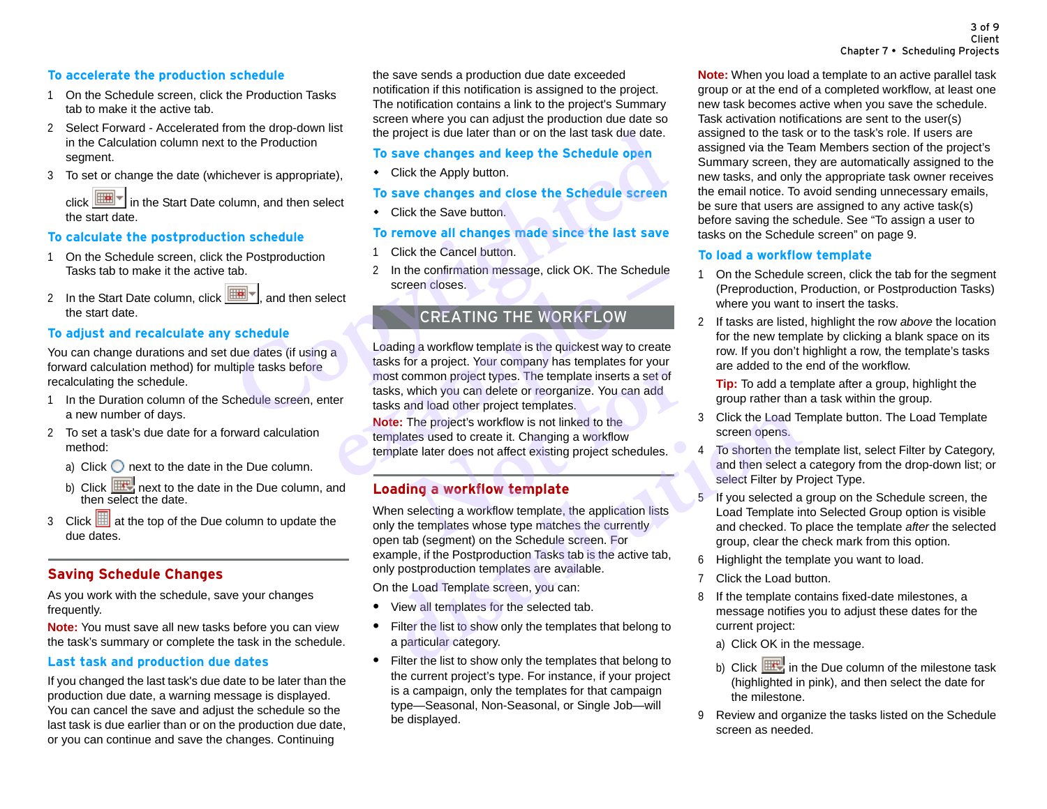### To accelerate the production schedule

1. On the Schedule screen, click the Production Tasks tab to make it the active tab.
2. Select Forward - Accelerated from the drop-down list in the Calculation column next to the Production segment.
3. To set or change the date (whichever is appropriate), click in the Start Date column, and then select the start date.

### To calculate the postproduction schedule

1. On the Schedule screen, click the Postproduction Tasks tab to make it the active tab.
2. In the Start Date column, click , and then select the start date.

### To adjust and recalculate any schedule

You can change durations and set due dates (if using a forward calculation method) for multiple tasks before recalculating the schedule.

1. In the Duration column of the Schedule screen, enter a new number of days.
2. To set a task's due date for a forward calculation method:
   a) Click next to the date in the Due column.
   b) Click next to the date in the Due column, and then select the date.
3. Click at the top of the Due column to update the due dates.

## Saving Schedule Changes

As you work with the schedule, save your changes frequently.

**Note:** You must save all new tasks before you can view the task's summary or complete the task in the schedule.

### Last task and production due dates

If you changed the last task's due date to be later than the production due date, a warning message is displayed. You can cancel the save and adjust the schedule so the last task is due earlier than or on the production due date, or you can continue and save the changes. Continuing the save sends a production due date exceeded notification if this notification is assigned to the project. The notification contains a link to the project's Summary screen where you can adjust the production due date so the project is due later than or on the last task due date.

### To save changes and keep the Schedule open

- Click the Apply button.

### To save changes and close the Schedule screen

- Click the Save button.

### To remove all changes made since the last save

1. Click the Cancel button.
2. In the confirmation message, click OK. The Schedule screen closes.

# CREATING THE WORKFLOW

Loading a workflow template is the quickest way to create tasks for a project. Your company has templates for your most common project types. The template inserts a set of tasks, which you can delete or reorganize. You can add tasks and load other project templates.

**Note:** The project's workflow is not linked to the templates used to create it. Changing a workflow template later does not affect existing project schedules.

## Loading a workflow template

When selecting a workflow template, the application lists only the templates whose type matches the currently open tab (segment) on the Schedule screen. For example, if the Postproduction Tasks tab is the active tab, only postproduction templates are available.

On the Load Template screen, you can:

- View all templates for the selected tab.
- Filter the list to show only the templates that belong to a particular category.
- Filter the list to show only the templates that belong to the current project's type. For instance, if your project is a campaign, only the templates for that campaign type—Seasonal, Non-Seasonal, or Single Job—will be displayed.

**Note:** When you load a template to an active parallel task group or at the end of a completed workflow, at least one new task becomes active when you save the schedule. Task activation notifications are sent to the user(s) assigned to the task or to the task's role. If users are assigned via the Team Members section of the project's Summary screen, they are automatically assigned to the new tasks, and only the appropriate task owner receives the email notice. To avoid sending unnecessary emails, be sure that users are assigned to any active task(s) before saving the schedule. See "To assign a user to tasks on the Schedule screen" on page 9.

### To load a workflow template

1. On the Schedule screen, click the tab for the segment (Preproduction, Production, or Postproduction Tasks) where you want to insert the tasks.
2. If tasks are listed, highlight the row *above* the location for the new template by clicking a blank space on its row. If you don't highlight a row, the template's tasks are added to the end of the workflow.

   **Tip:** To add a template after a group, highlight the group rather than a task within the group.
3. Click the Load Template button. The Load Template screen opens.
4. To shorten the template list, select Filter by Category, and then select a category from the drop-down list; or select Filter by Project Type.
5. If you selected a group on the Schedule screen, the Load Template into Selected Group option is visible and checked. To place the template *after* the selected group, clear the check mark from this option.
6. Highlight the template you want to load.
7. Click the Load button.
8. If the template contains fixed-date milestones, a message notifies you to adjust these dates for the current project:
   a) Click OK in the message.
   b) Click in the Due column of the milestone task (highlighted in pink), and then select the date for the milestone.
9. Review and organize the tasks listed on the Schedule screen as needed.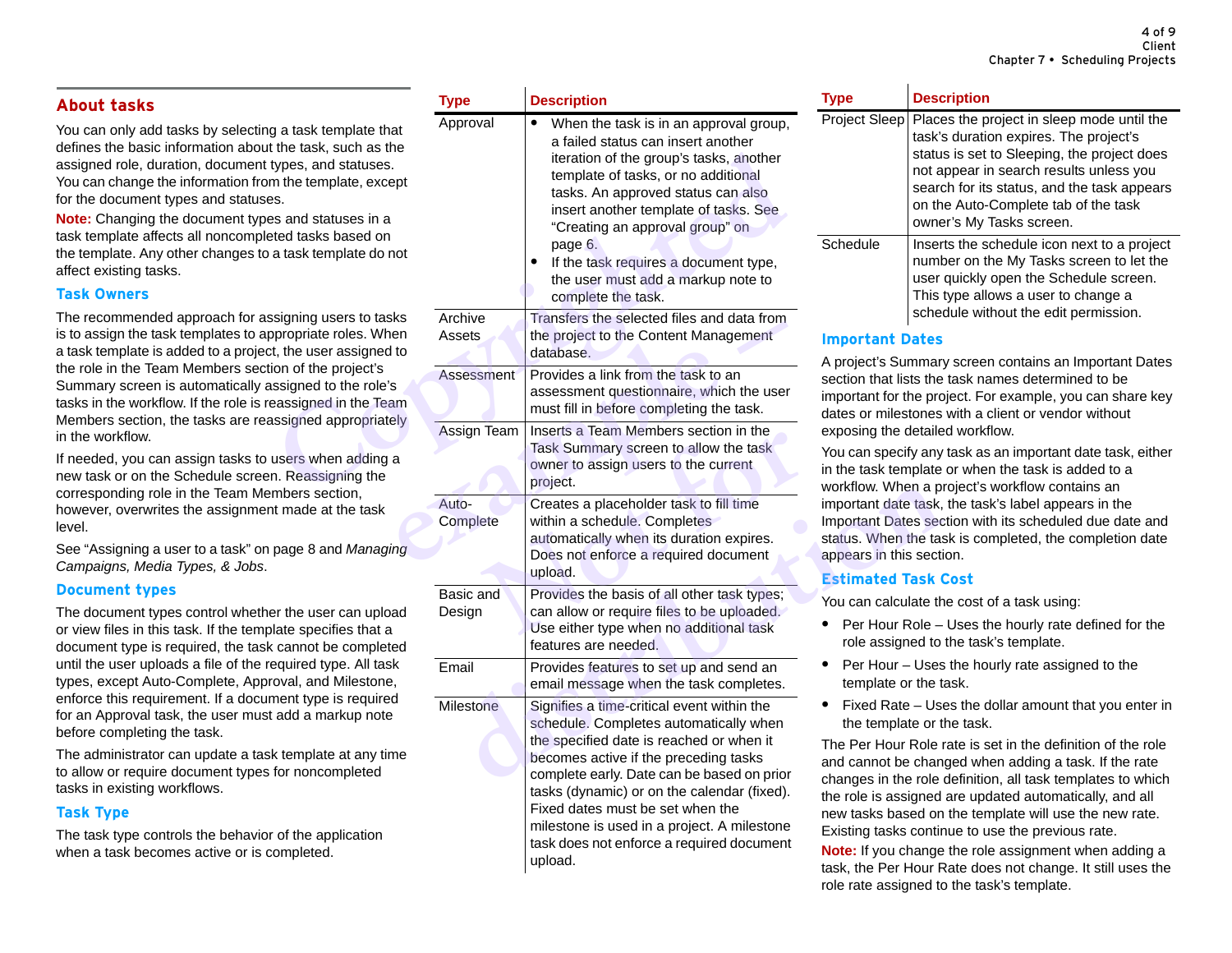## About tasks

You can only add tasks by selecting a task template that defines the basic information about the task, such as the assigned role, duration, document types, and statuses. You can change the information from the template, except for the document types and statuses.

**Note:** Changing the document types and statuses in a task template affects all noncompleted tasks based on the template. Any other changes to a task template do not affect existing tasks.

### Task Owners

The recommended approach for assigning users to tasks is to assign the task templates to appropriate roles. When a task template is added to a project, the user assigned to the role in the Team Members section of the project's Summary screen is automatically assigned to the role's tasks in the workflow. If the role is reassigned in the Team Members section, the tasks are reassigned appropriately in the workflow.

If needed, you can assign tasks to users when adding a new task or on the Schedule screen. Reassigning the corresponding role in the Team Members section, however, overwrites the assignment made at the task level.

See "Assigning a user to a task" on page 8 and *Managing Campaigns, Media Types, & Jobs*.

### Document types

The document types control whether the user can upload or view files in this task. If the template specifies that a document type is required, the task cannot be completed until the user uploads a file of the required type. All task types, except Auto-Complete, Approval, and Milestone, enforce this requirement. If a document type is required for an Approval task, the user must add a markup note before completing the task.

The administrator can update a task template at any time to allow or require document types for noncompleted tasks in existing workflows.

### Task Type

The task type controls the behavior of the application when a task becomes active or is completed.

| Type | Description |
|---|---|
| Approval | • When the task is in an approval group, a failed status can insert another iteration of the group's tasks, another template of tasks, or no additional tasks. An approved status can also insert another template of tasks. See "Creating an approval group" on page 6.<br>• If the task requires a document type, the user must add a markup note to complete the task. |
| Archive Assets | Transfers the selected files and data from the project to the Content Management database. |
| Assessment | Provides a link from the task to an assessment questionnaire, which the user must fill in before completing the task. |
| Assign Team | Inserts a Team Members section in the Task Summary screen to allow the task owner to assign users to the current project. |
| Auto-Complete | Creates a placeholder task to fill time within a schedule. Completes automatically when its duration expires. Does not enforce a required document upload. |
| Basic and Design | Provides the basis of all other task types; can allow or require files to be uploaded. Use either type when no additional task features are needed. |
| Email | Provides features to set up and send an email message when the task completes. |
| Milestone | Signifies a time-critical event within the schedule. Completes automatically when the specified date is reached or when it becomes active if the preceding tasks complete early. Date can be based on prior tasks (dynamic) or on the calendar (fixed). Fixed dates must be set when the milestone is used in a project. A milestone task does not enforce a required document upload. |
| Project Sleep | Places the project in sleep mode until the task's duration expires. The project's status is set to Sleeping, the project does not appear in search results unless you search for its status, and the task appears on the Auto-Complete tab of the task owner's My Tasks screen. |
| Schedule | Inserts the schedule icon next to a project number on the My Tasks screen to let the user quickly open the Schedule screen. This type allows a user to change a schedule without the edit permission. |

### Important Dates

A project's Summary screen contains an Important Dates section that lists the task names determined to be important for the project. For example, you can share key dates or milestones with a client or vendor without exposing the detailed workflow.

You can specify any task as an important date task, either in the task template or when the task is added to a workflow. When a project's workflow contains an important date task, the task's label appears in the Important Dates section with its scheduled due date and status. When the task is completed, the completion date appears in this section.

### Estimated Task Cost

You can calculate the cost of a task using:

- Per Hour Role – Uses the hourly rate defined for the role assigned to the task's template.
- Per Hour – Uses the hourly rate assigned to the template or the task.
- Fixed Rate – Uses the dollar amount that you enter in the template or the task.

The Per Hour Role rate is set in the definition of the role and cannot be changed when adding a task. If the rate changes in the role definition, all task templates to which the role is assigned are updated automatically, and all new tasks based on the template will use the new rate. Existing tasks continue to use the previous rate.

**Note:** If you change the role assignment when adding a task, the Per Hour Rate does not change. It still uses the role rate assigned to the task's template.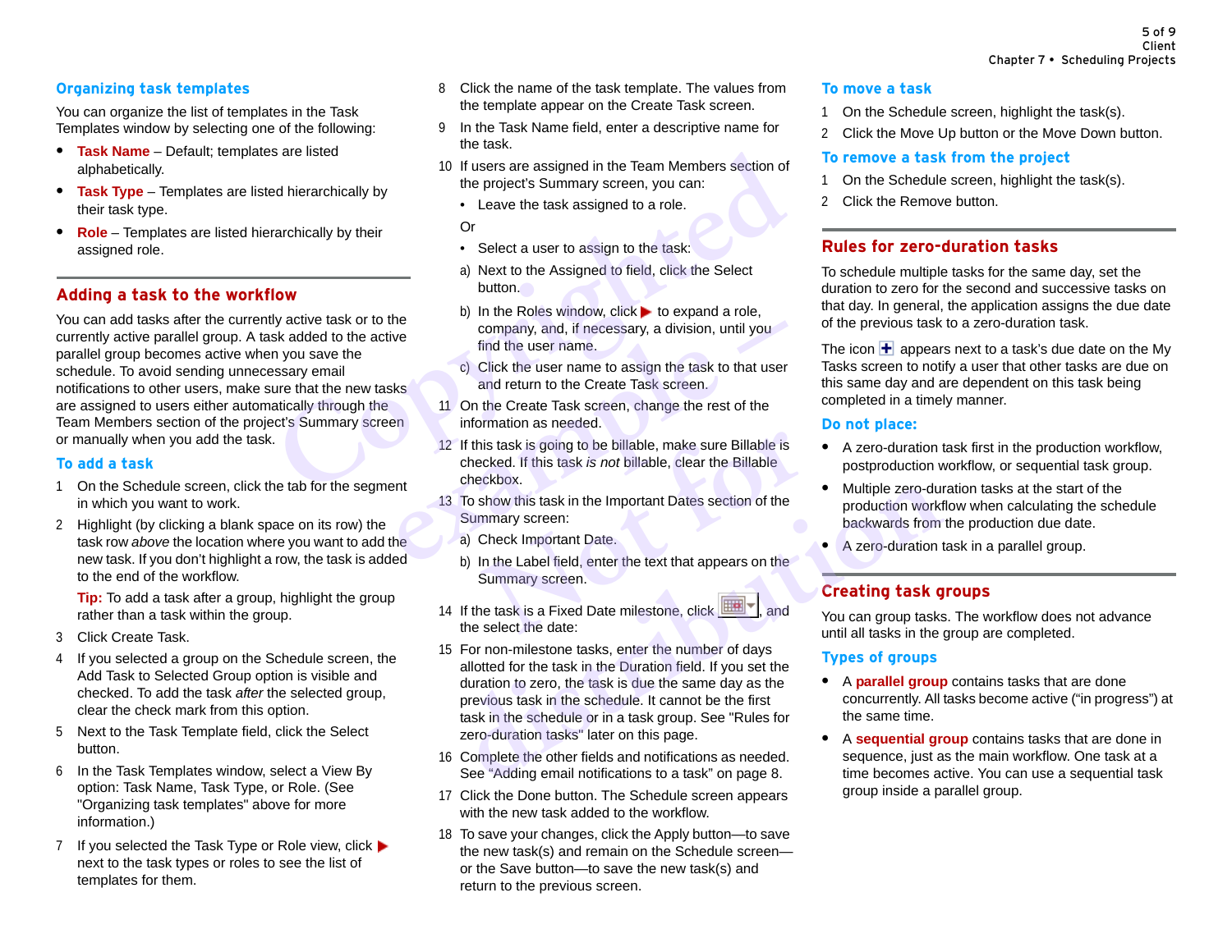## Organizing task templates

You can organize the list of templates in the Task Templates window by selecting one of the following:

- **Task Name** – Default; templates are listed alphabetically.
- **Task Type** – Templates are listed hierarchically by their task type.
- **Role** – Templates are listed hierarchically by their assigned role.

## Adding a task to the workflow

You can add tasks after the currently active task or to the currently active parallel group. A task added to the active parallel group becomes active when you save the schedule. To avoid sending unnecessary email notifications to other users, make sure that the new tasks are assigned to users either automatically through the Team Members section of the project's Summary screen or manually when you add the task.

### To add a task

1. On the Schedule screen, click the tab for the segment in which you want to work.
2. Highlight (by clicking a blank space on its row) the task row *above* the location where you want to add the new task. If you don't highlight a row, the task is added to the end of the workflow.

   **Tip:** To add a task after a group, highlight the group rather than a task within the group.
3. Click Create Task.
4. If you selected a group on the Schedule screen, the Add Task to Selected Group option is visible and checked. To add the task *after* the selected group, clear the check mark from this option.
5. Next to the Task Template field, click the Select button.
6. In the Task Templates window, select a View By option: Task Name, Task Type, or Role. (See "Organizing task templates" above for more information.)
7. If you selected the Task Type or Role view, click ▶ next to the task types or roles to see the list of templates for them.
8. Click the name of the task template. The values from the template appear on the Create Task screen.
9. In the Task Name field, enter a descriptive name for the task.
10. If users are assigned in the Team Members section of the project's Summary screen, you can:
    - Leave the task assigned to a role.

    Or

    - Select a user to assign to the task:

    a) Next to the Assigned to field, click the Select button.

    b) In the Roles window, click ▶ to expand a role, company, and, if necessary, a division, until you find the user name.

    c) Click the user name to assign the task to that user and return to the Create Task screen.
11. On the Create Task screen, change the rest of the information as needed.
12. If this task is going to be billable, make sure Billable is checked. If this task *is not* billable, clear the Billable checkbox.
13. To show this task in the Important Dates section of the Summary screen:

    a) Check Important Date.

    b) In the Label field, enter the text that appears on the Summary screen.
14. If the task is a Fixed Date milestone, click [calendar button], and the select the date:
15. For non-milestone tasks, enter the number of days allotted for the task in the Duration field. If you set the duration to zero, the task is due the same day as the previous task in the schedule. It cannot be the first task in the schedule or in a task group. See "Rules for zero-duration tasks" later on this page.
16. Complete the other fields and notifications as needed. See "Adding email notifications to a task" on page 8.
17. Click the Done button. The Schedule screen appears with the new task added to the workflow.
18. To save your changes, click the Apply button—to save the new task(s) and remain on the Schedule screen—or the Save button—to save the new task(s) and return to the previous screen.

### To move a task

1. On the Schedule screen, highlight the task(s).
2. Click the Move Up button or the Move Down button.

### To remove a task from the project

1. On the Schedule screen, highlight the task(s).
2. Click the Remove button.

## Rules for zero-duration tasks

To schedule multiple tasks for the same day, set the duration to zero for the second and successive tasks on that day. In general, the application assigns the due date of the previous task to a zero-duration task.

The icon [+] appears next to a task's due date on the My Tasks screen to notify a user that other tasks are due on this same day and are dependent on this task being completed in a timely manner.

### Do not place:

- A zero-duration task first in the production workflow, postproduction workflow, or sequential task group.
- Multiple zero-duration tasks at the start of the production workflow when calculating the schedule backwards from the production due date.
- A zero-duration task in a parallel group.

## Creating task groups

You can group tasks. The workflow does not advance until all tasks in the group are completed.

### Types of groups

- A **parallel group** contains tasks that are done concurrently. All tasks become active ("in progress") at the same time.
- A **sequential group** contains tasks that are done in sequence, just as the main workflow. One task at a time becomes active. You can use a sequential task group inside a parallel group.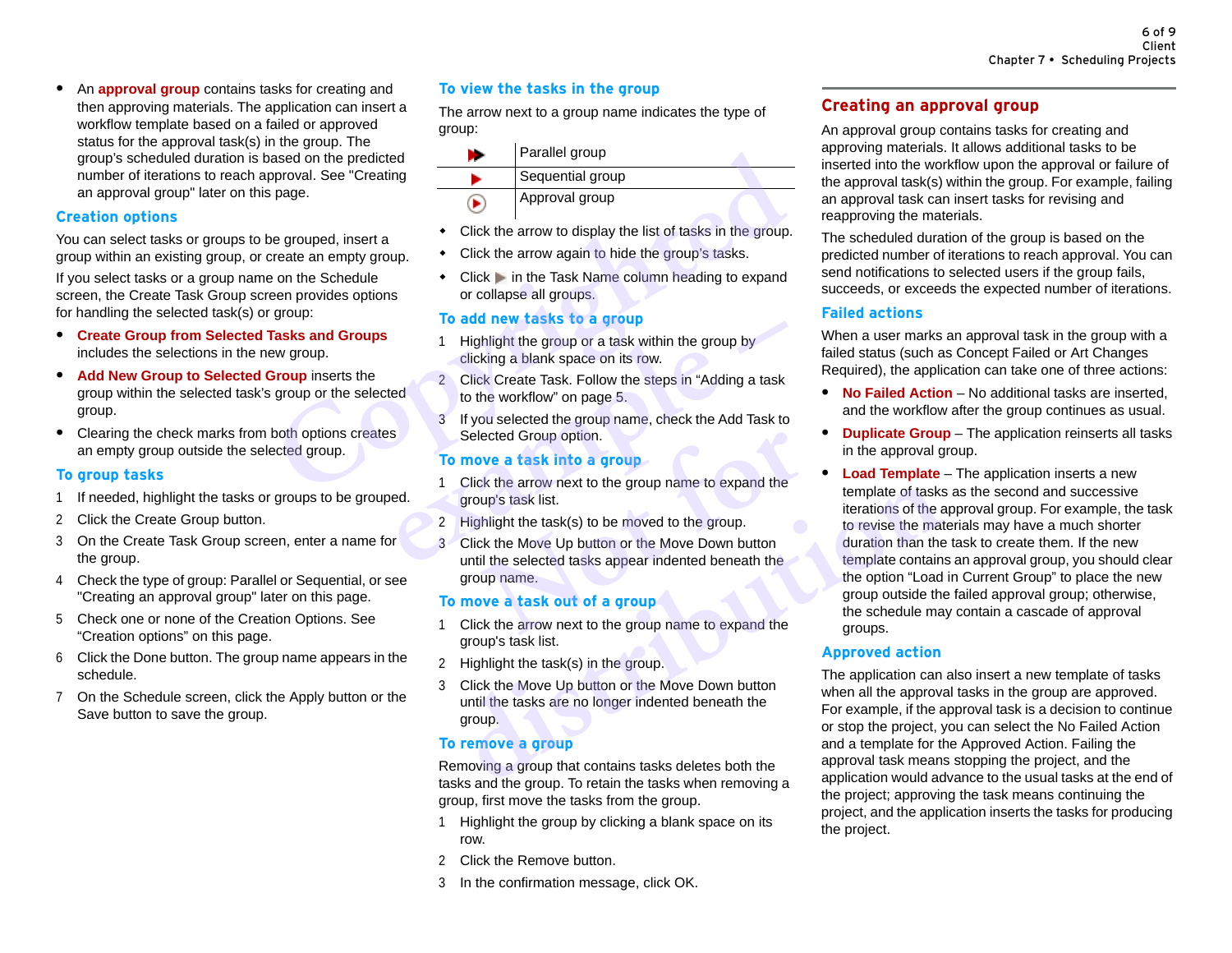- An **approval group** contains tasks for creating and then approving materials. The application can insert a workflow template based on a failed or approved status for the approval task(s) in the group. The group's scheduled duration is based on the predicted number of iterations to reach approval. See "Creating an approval group" later on this page.

### Creation options

You can select tasks or groups to be grouped, insert a group within an existing group, or create an empty group.

If you select tasks or a group name on the Schedule screen, the Create Task Group screen provides options for handling the selected task(s) or group:

- **Create Group from Selected Tasks and Groups** includes the selections in the new group.
- **Add New Group to Selected Group** inserts the group within the selected task's group or the selected group.
- Clearing the check marks from both options creates an empty group outside the selected group.

### To group tasks

1. If needed, highlight the tasks or groups to be grouped.
2. Click the Create Group button.
3. On the Create Task Group screen, enter a name for the group.
4. Check the type of group: Parallel or Sequential, or see "Creating an approval group" later on this page.
5. Check one or none of the Creation Options. See "Creation options" on this page.
6. Click the Done button. The group name appears in the schedule.
7. On the Schedule screen, click the Apply button or the Save button to save the group.

### To view the tasks in the group

The arrow next to a group name indicates the type of group:

| | |
|---|---|
| ►► | Parallel group |
| ► | Sequential group |
| ⊙ | Approval group |

- Click the arrow to display the list of tasks in the group.
- Click the arrow again to hide the group's tasks.
- Click ► in the Task Name column heading to expand or collapse all groups.

### To add new tasks to a group

1. Highlight the group or a task within the group by clicking a blank space on its row.
2. Click Create Task. Follow the steps in "Adding a task to the workflow" on page 5.
3. If you selected the group name, check the Add Task to Selected Group option.

### To move a task into a group

1. Click the arrow next to the group name to expand the group's task list.
2. Highlight the task(s) to be moved to the group.
3. Click the Move Up button or the Move Down button until the selected tasks appear indented beneath the group name.

### To move a task out of a group

1. Click the arrow next to the group name to expand the group's task list.
2. Highlight the task(s) in the group.
3. Click the Move Up button or the Move Down button until the tasks are no longer indented beneath the group.

### To remove a group

Removing a group that contains tasks deletes both the tasks and the group. To retain the tasks when removing a group, first move the tasks from the group.

1. Highlight the group by clicking a blank space on its row.
2. Click the Remove button.
3. In the confirmation message, click OK.

## Creating an approval group

An approval group contains tasks for creating and approving materials. It allows additional tasks to be inserted into the workflow upon the approval or failure of the approval task(s) within the group. For example, failing an approval task can insert tasks for revising and reapproving the materials.

The scheduled duration of the group is based on the predicted number of iterations to reach approval. You can send notifications to selected users if the group fails, succeeds, or exceeds the expected number of iterations.

### Failed actions

When a user marks an approval task in the group with a failed status (such as Concept Failed or Art Changes Required), the application can take one of three actions:

- **No Failed Action** – No additional tasks are inserted, and the workflow after the group continues as usual.
- **Duplicate Group** – The application reinserts all tasks in the approval group.
- **Load Template** – The application inserts a new template of tasks as the second and successive iterations of the approval group. For example, the task to revise the materials may have a much shorter duration than the task to create them. If the new template contains an approval group, you should clear the option "Load in Current Group" to place the new group outside the failed approval group; otherwise, the schedule may contain a cascade of approval groups.

### Approved action

The application can also insert a new template of tasks when all the approval tasks in the group are approved. For example, if the approval task is a decision to continue or stop the project, you can select the No Failed Action and a template for the Approved Action. Failing the approval task means stopping the project, and the application would advance to the usual tasks at the end of the project; approving the task means continuing the project, and the application inserts the tasks for producing the project.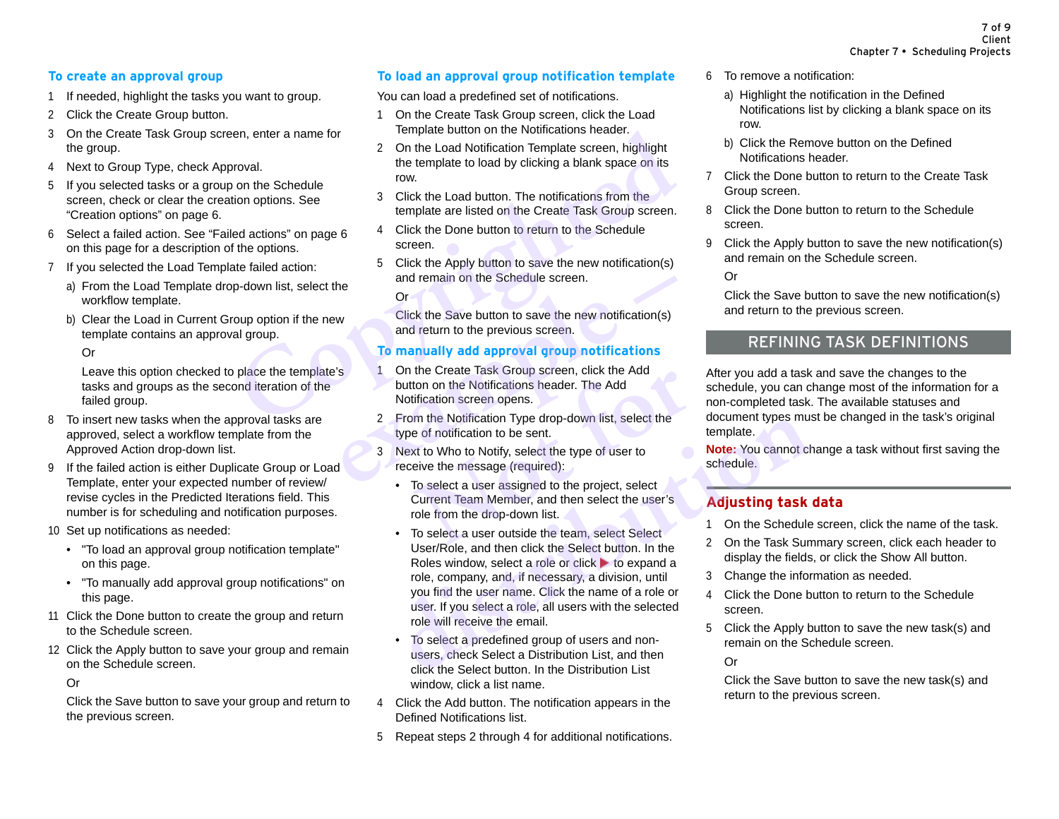### To create an approval group

1 If needed, highlight the tasks you want to group.
2 Click the Create Group button.
3 On the Create Task Group screen, enter a name for the group.
4 Next to Group Type, check Approval.
5 If you selected tasks or a group on the Schedule screen, check or clear the creation options. See “Creation options” on page 6.
6 Select a failed action. See “Failed actions” on page 6 on this page for a description of the options.
7 If you selected the Load Template failed action:
   a) From the Load Template drop-down list, select the workflow template.
   b) Clear the Load in Current Group option if the new template contains an approval group.

      Or

      Leave this option checked to place the template’s tasks and groups as the second iteration of the failed group.
8 To insert new tasks when the approval tasks are approved, select a workflow template from the Approved Action drop-down list.
9 If the failed action is either Duplicate Group or Load Template, enter your expected number of review/revise cycles in the Predicted Iterations field. This number is for scheduling and notification purposes.
10 Set up notifications as needed:
   - "To load an approval group notification template" on this page.
   - "To manually add approval group notifications" on this page.
11 Click the Done button to create the group and return to the Schedule screen.
12 Click the Apply button to save your group and remain on the Schedule screen.

    Or

    Click the Save button to save your group and return to the previous screen.

### To load an approval group notification template

You can load a predefined set of notifications.

1 On the Create Task Group screen, click the Load Template button on the Notifications header.
2 On the Load Notification Template screen, highlight the template to load by clicking a blank space on its row.
3 Click the Load button. The notifications from the template are listed on the Create Task Group screen.
4 Click the Done button to return to the Schedule screen.
5 Click the Apply button to save the new notification(s) and remain on the Schedule screen.

   Or

   Click the Save button to save the new notification(s) and return to the previous screen.

### To manually add approval group notifications

1 On the Create Task Group screen, click the Add button on the Notifications header. The Add Notification screen opens.
2 From the Notification Type drop-down list, select the type of notification to be sent.
3 Next to Who to Notify, select the type of user to receive the message (required):
   - To select a user assigned to the project, select Current Team Member, and then select the user’s role from the drop-down list.
   - To select a user outside the team, select Select User/Role, and then click the Select button. In the Roles window, select a role or click ▶ to expand a role, company, and, if necessary, a division, until you find the user name. Click the name of a role or user. If you select a role, all users with the selected role will receive the email.
   - To select a predefined group of users and non-users, check Select a Distribution List, and then click the Select button. In the Distribution List window, click a list name.
4 Click the Add button. The notification appears in the Defined Notifications list.
5 Repeat steps 2 through 4 for additional notifications.
6 To remove a notification:
   a) Highlight the notification in the Defined Notifications list by clicking a blank space on its row.
   b) Click the Remove button on the Defined Notifications header.
7 Click the Done button to return to the Create Task Group screen.
8 Click the Done button to return to the Schedule screen.
9 Click the Apply button to save the new notification(s) and remain on the Schedule screen.

   Or

   Click the Save button to save the new notification(s) and return to the previous screen.

## REFINING TASK DEFINITIONS

After you add a task and save the changes to the schedule, you can change most of the information for a non-completed task. The available statuses and document types must be changed in the task’s original template.

**Note:** You cannot change a task without first saving the schedule.

### Adjusting task data

1 On the Schedule screen, click the name of the task.
2 On the Task Summary screen, click each header to display the fields, or click the Show All button.
3 Change the information as needed.
4 Click the Done button to return to the Schedule screen.
5 Click the Apply button to save the new task(s) and remain on the Schedule screen.

   Or

   Click the Save button to save the new task(s) and return to the previous screen.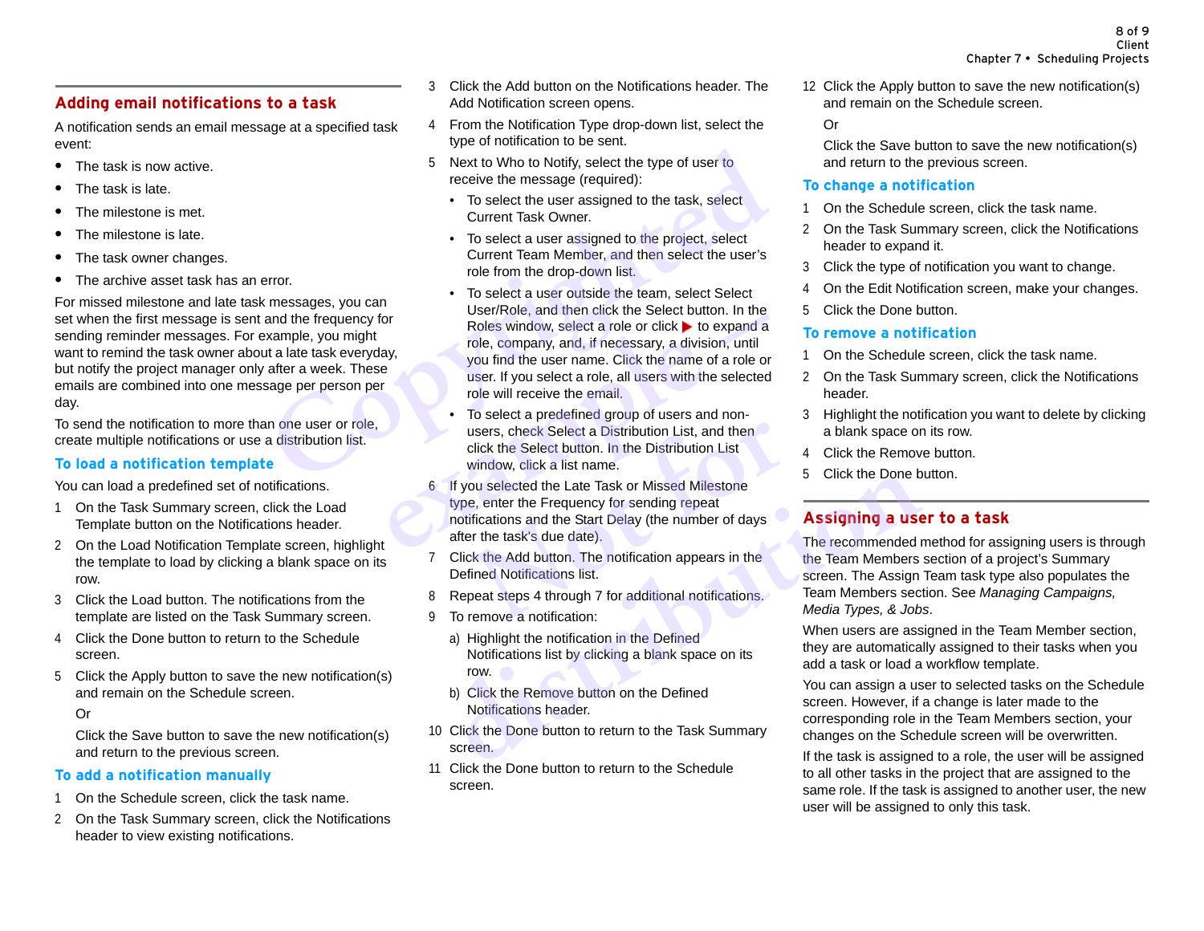## Adding email notifications to a task

A notification sends an email message at a specified task event:

- The task is now active.
- The task is late.
- The milestone is met.
- The milestone is late.
- The task owner changes.
- The archive asset task has an error.

For missed milestone and late task messages, you can set when the first message is sent and the frequency for sending reminder messages. For example, you might want to remind the task owner about a late task everyday, but notify the project manager only after a week. These emails are combined into one message per person per day.

To send the notification to more than one user or role, create multiple notifications or use a distribution list.

### To load a notification template

You can load a predefined set of notifications.

1. On the Task Summary screen, click the Load Template button on the Notifications header.
2. On the Load Notification Template screen, highlight the template to load by clicking a blank space on its row.
3. Click the Load button. The notifications from the template are listed on the Task Summary screen.
4. Click the Done button to return to the Schedule screen.
5. Click the Apply button to save the new notification(s) and remain on the Schedule screen.

   Or

   Click the Save button to save the new notification(s) and return to the previous screen.

### To add a notification manually

1. On the Schedule screen, click the task name.
2. On the Task Summary screen, click the Notifications header to view existing notifications.
3. Click the Add button on the Notifications header. The Add Notification screen opens.
4. From the Notification Type drop-down list, select the type of notification to be sent.
5. Next to Who to Notify, select the type of user to receive the message (required):
   - To select the user assigned to the task, select Current Task Owner.
   - To select a user assigned to the project, select Current Team Member, and then select the user's role from the drop-down list.
   - To select a user outside the team, select Select User/Role, and then click the Select button. In the Roles window, select a role or click ▶ to expand a role, company, and, if necessary, a division, until you find the user name. Click the name of a role or user. If you select a role, all users with the selected role will receive the email.
   - To select a predefined group of users and non-users, check Select a Distribution List, and then click the Select button. In the Distribution List window, click a list name.
6. If you selected the Late Task or Missed Milestone type, enter the Frequency for sending repeat notifications and the Start Delay (the number of days after the task's due date).
7. Click the Add button. The notification appears in the Defined Notifications list.
8. Repeat steps 4 through 7 for additional notifications.
9. To remove a notification:
   a) Highlight the notification in the Defined Notifications list by clicking a blank space on its row.
   b) Click the Remove button on the Defined Notifications header.
10. Click the Done button to return to the Task Summary screen.
11. Click the Done button to return to the Schedule screen.
12. Click the Apply button to save the new notification(s) and remain on the Schedule screen.

    Or

    Click the Save button to save the new notification(s) and return to the previous screen.

### To change a notification

1. On the Schedule screen, click the task name.
2. On the Task Summary screen, click the Notifications header to expand it.
3. Click the type of notification you want to change.
4. On the Edit Notification screen, make your changes.
5. Click the Done button.

### To remove a notification

1. On the Schedule screen, click the task name.
2. On the Task Summary screen, click the Notifications header.
3. Highlight the notification you want to delete by clicking a blank space on its row.
4. Click the Remove button.
5. Click the Done button.

## Assigning a user to a task

The recommended method for assigning users is through the Team Members section of a project's Summary screen. The Assign Team task type also populates the Team Members section. See *Managing Campaigns, Media Types, & Jobs*.

When users are assigned in the Team Member section, they are automatically assigned to their tasks when you add a task or load a workflow template.

You can assign a user to selected tasks on the Schedule screen. However, if a change is later made to the corresponding role in the Team Members section, your changes on the Schedule screen will be overwritten.

If the task is assigned to a role, the user will be assigned to all other tasks in the project that are assigned to the same role. If the task is assigned to another user, the new user will be assigned to only this task.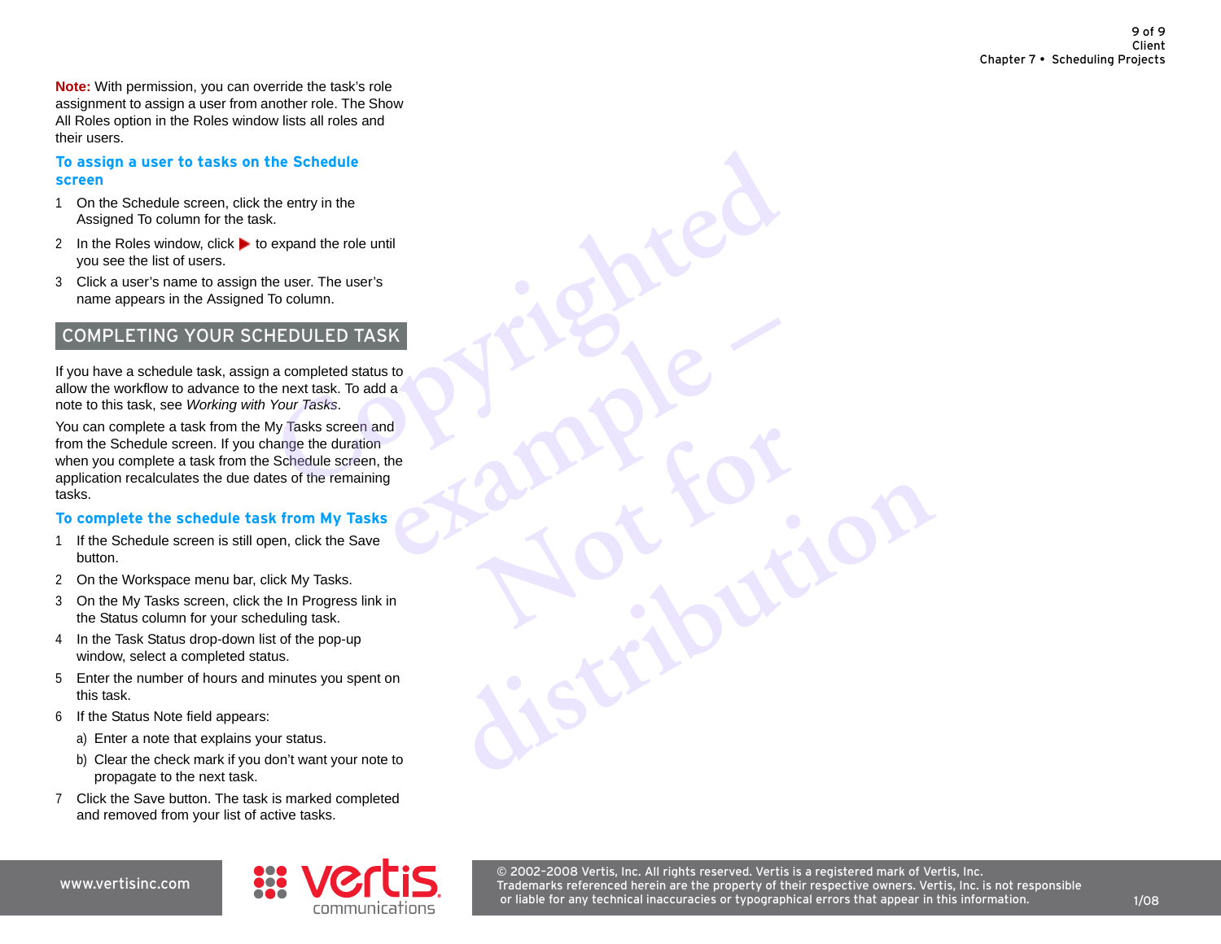**Note:** With permission, you can override the task's role assignment to assign a user from another role. The Show All Roles option in the Roles window lists all roles and their users.

### To assign a user to tasks on the Schedule screen

1. On the Schedule screen, click the entry in the Assigned To column for the task.
2. In the Roles window, click ▶ to expand the role until you see the list of users.
3. Click a user's name to assign the user. The user's name appears in the Assigned To column.

## COMPLETING YOUR SCHEDULED TASK

If you have a schedule task, assign a completed status to allow the workflow to advance to the next task. To add a note to this task, see *Working with Your Tasks*.

You can complete a task from the My Tasks screen and from the Schedule screen. If you change the duration when you complete a task from the Schedule screen, the application recalculates the due dates of the remaining tasks.

### To complete the schedule task from My Tasks

1. If the Schedule screen is still open, click the Save button.
2. On the Workspace menu bar, click My Tasks.
3. On the My Tasks screen, click the In Progress link in the Status column for your scheduling task.
4. In the Task Status drop-down list of the pop-up window, select a completed status.
5. Enter the number of hours and minutes you spent on this task.
6. If the Status Note field appears:
   a) Enter a note that explains your status.
   b) Clear the check mark if you don't want your note to propagate to the next task.
7. Click the Save button. The task is marked completed and removed from your list of active tasks.

Copyrighted example – Not for distribution

www.vertisinc.com

vertis communications

© 2002–2008 Vertis, Inc. All rights reserved. Vertis is a registered mark of Vertis, Inc. Trademarks referenced herein are the property of their respective owners. Vertis, Inc. is not responsible or liable for any technical inaccuracies or typographical errors that appear in this information.

1/08